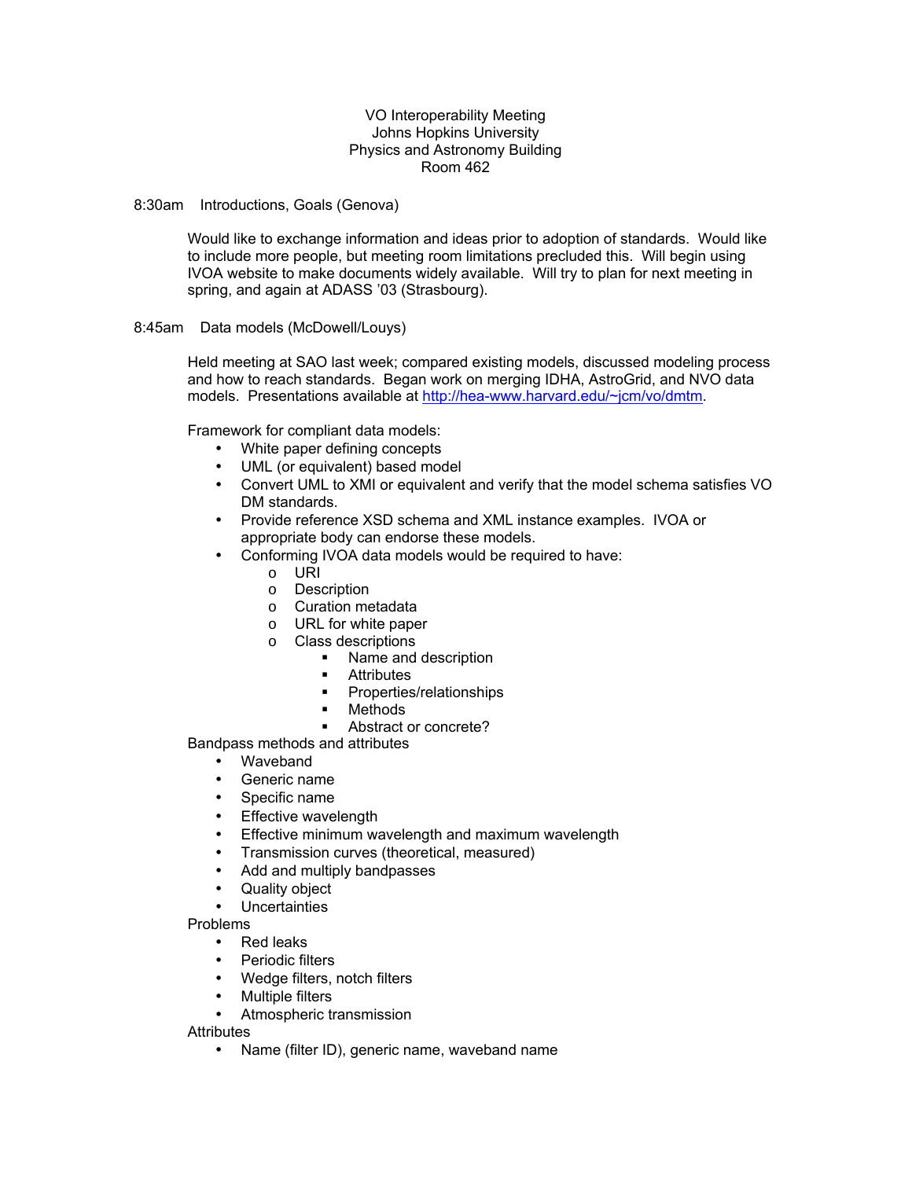VO Interoperability Meeting
Johns Hopkins University
Physics and Astronomy Building
Room 462

8:30am Introductions, Goals (Genova)

Would like to exchange information and ideas prior to adoption of standards. Would like to include more people, but meeting room limitations precluded this. Will begin using IVOA website to make documents widely available. Will try to plan for next meeting in spring, and again at ADASS '03 (Strasbourg).

8:45am Data models (McDowell/Louys)

Held meeting at SAO last week; compared existing models, discussed modeling process and how to reach standards. Began work on merging IDHA, AstroGrid, and NVO data models. Presentations available at http://hea-www.harvard.edu/~jcm/vo/dmtm.

Framework for compliant data models:

- White paper defining concepts
- UML (or equivalent) based model
- Convert UML to XMI or equivalent and verify that the model schema satisfies VO DM standards.
- Provide reference XSD schema and XML instance examples. IVOA or appropriate body can endorse these models.
- Conforming IVOA data models would be required to have:
    - URI
    - Description
    - Curation metadata
    - URL for white paper
    - Class descriptions
        - Name and description
        - Attributes
        - Properties/relationships
        - Methods
        - Abstract or concrete?

Bandpass methods and attributes

- Waveband
- Generic name
- Specific name
- Effective wavelength
- Effective minimum wavelength and maximum wavelength
- Transmission curves (theoretical, measured)
- Add and multiply bandpasses
- Quality object
- Uncertainties

Problems

- Red leaks
- Periodic filters
- Wedge filters, notch filters
- Multiple filters
- Atmospheric transmission

Attributes

- Name (filter ID), generic name, waveband name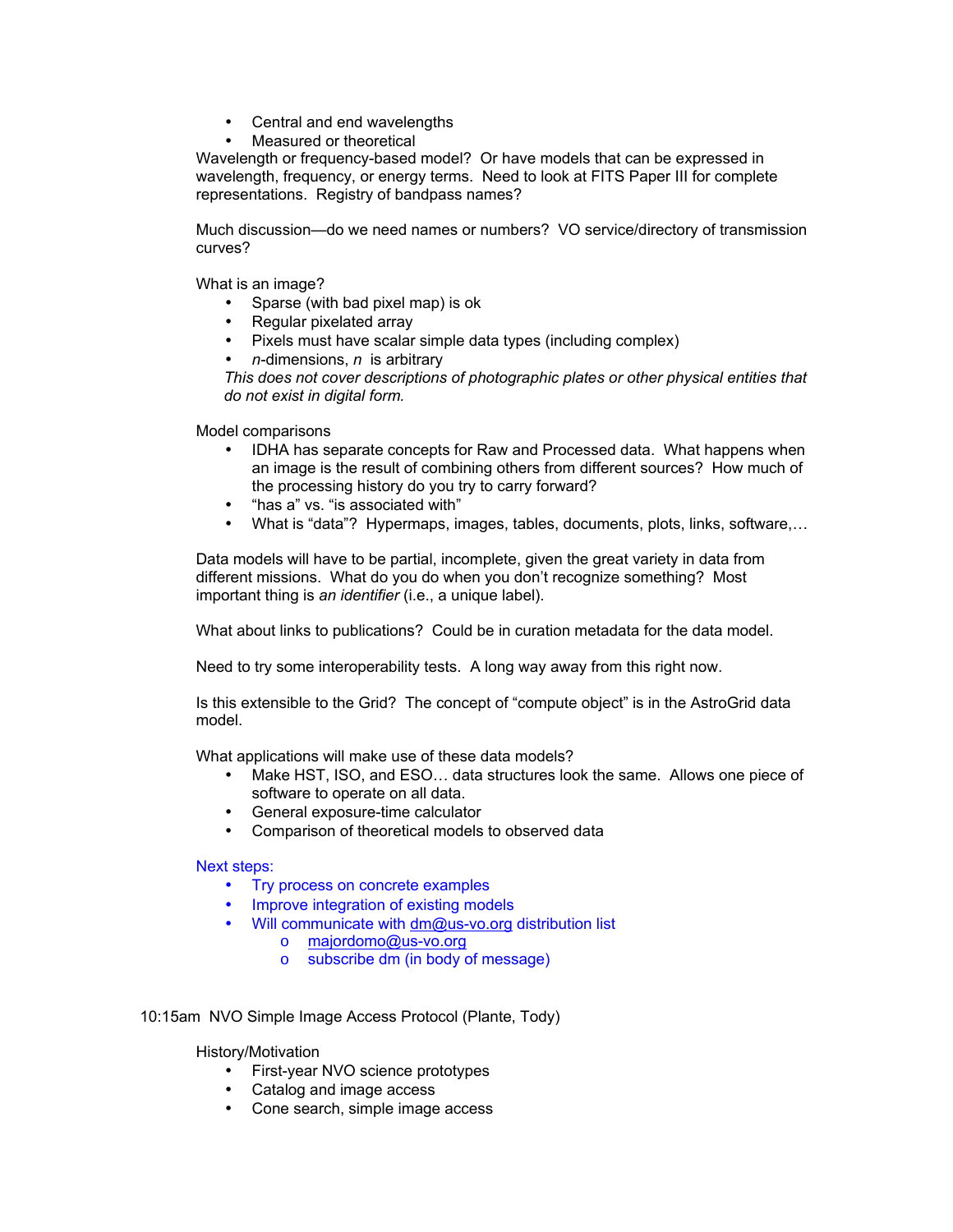- Central and end wavelengths
- Measured or theoretical

Wavelength or frequency-based model? Or have models that can be expressed in wavelength, frequency, or energy terms. Need to look at FITS Paper III for complete representations. Registry of bandpass names?

Much discussion—do we need names or numbers? VO service/directory of transmission curves?

What is an image?

- Sparse (with bad pixel map) is ok
- Regular pixelated array
- Pixels must have scalar simple data types (including complex)
- *n*-dimensions, *n* is arbitrary

*This does not cover descriptions of photographic plates or other physical entities that do not exist in digital form.*

Model comparisons

- IDHA has separate concepts for Raw and Processed data. What happens when an image is the result of combining others from different sources? How much of the processing history do you try to carry forward?
- "has a" vs. "is associated with"
- What is "data"? Hypermaps, images, tables, documents, plots, links, software,…

Data models will have to be partial, incomplete, given the great variety in data from different missions. What do you do when you don't recognize something? Most important thing is *an identifier* (i.e., a unique label).

What about links to publications? Could be in curation metadata for the data model.

Need to try some interoperability tests. A long way away from this right now.

Is this extensible to the Grid? The concept of "compute object" is in the AstroGrid data model.

What applications will make use of these data models?

- Make HST, ISO, and ESO… data structures look the same. Allows one piece of software to operate on all data.
- General exposure-time calculator
- Comparison of theoretical models to observed data

Next steps:

- Try process on concrete examples
- Improve integration of existing models
- Will communicate with dm@us-vo.org distribution list
  - majordomo@us-vo.org
  - subscribe dm (in body of message)

10:15am NVO Simple Image Access Protocol (Plante, Tody)

History/Motivation

- First-year NVO science prototypes
- Catalog and image access
- Cone search, simple image access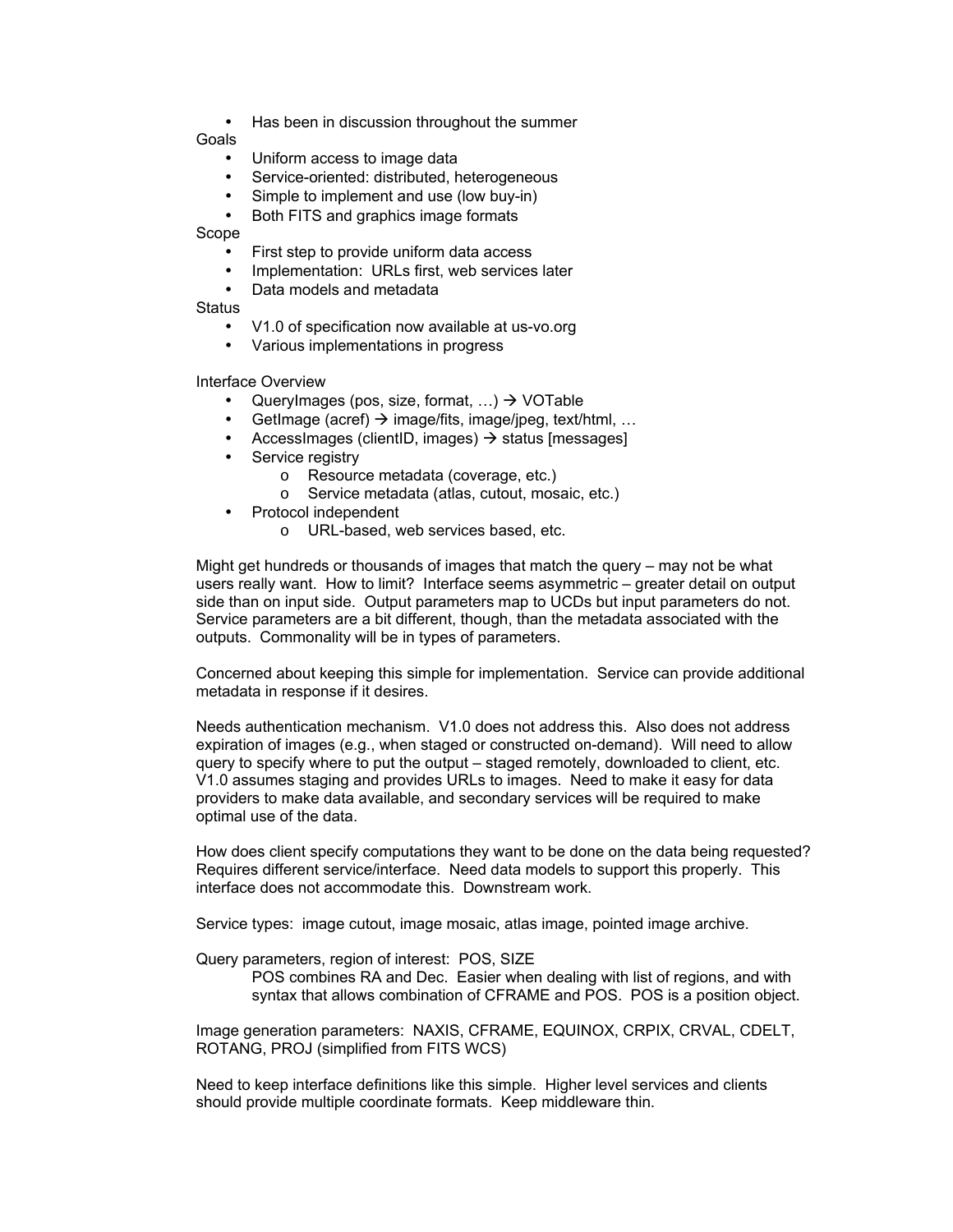- Has been in discussion throughout the summer

Goals

- Uniform access to image data
- Service-oriented: distributed, heterogeneous
- Simple to implement and use (low buy-in)
- Both FITS and graphics image formats

Scope

- First step to provide uniform data access
- Implementation: URLs first, web services later
- Data models and metadata

Status

- V1.0 of specification now available at us-vo.org
- Various implementations in progress

Interface Overview

- QueryImages (pos, size, format, …) → VOTable
- GetImage (acref) → image/fits, image/jpeg, text/html, …
- AccessImages (clientID, images) → status [messages]
- Service registry
  - Resource metadata (coverage, etc.)
  - Service metadata (atlas, cutout, mosaic, etc.)
- Protocol independent
  - URL-based, web services based, etc.

Might get hundreds or thousands of images that match the query – may not be what users really want. How to limit? Interface seems asymmetric – greater detail on output side than on input side. Output parameters map to UCDs but input parameters do not. Service parameters are a bit different, though, than the metadata associated with the outputs. Commonality will be in types of parameters.

Concerned about keeping this simple for implementation. Service can provide additional metadata in response if it desires.

Needs authentication mechanism. V1.0 does not address this. Also does not address expiration of images (e.g., when staged or constructed on-demand). Will need to allow query to specify where to put the output – staged remotely, downloaded to client, etc. V1.0 assumes staging and provides URLs to images. Need to make it easy for data providers to make data available, and secondary services will be required to make optimal use of the data.

How does client specify computations they want to be done on the data being requested? Requires different service/interface. Need data models to support this properly. This interface does not accommodate this. Downstream work.

Service types: image cutout, image mosaic, atlas image, pointed image archive.

Query parameters, region of interest: POS, SIZE

POS combines RA and Dec. Easier when dealing with list of regions, and with syntax that allows combination of CFRAME and POS. POS is a position object.

Image generation parameters: NAXIS, CFRAME, EQUINOX, CRPIX, CRVAL, CDELT, ROTANG, PROJ (simplified from FITS WCS)

Need to keep interface definitions like this simple. Higher level services and clients should provide multiple coordinate formats. Keep middleware thin.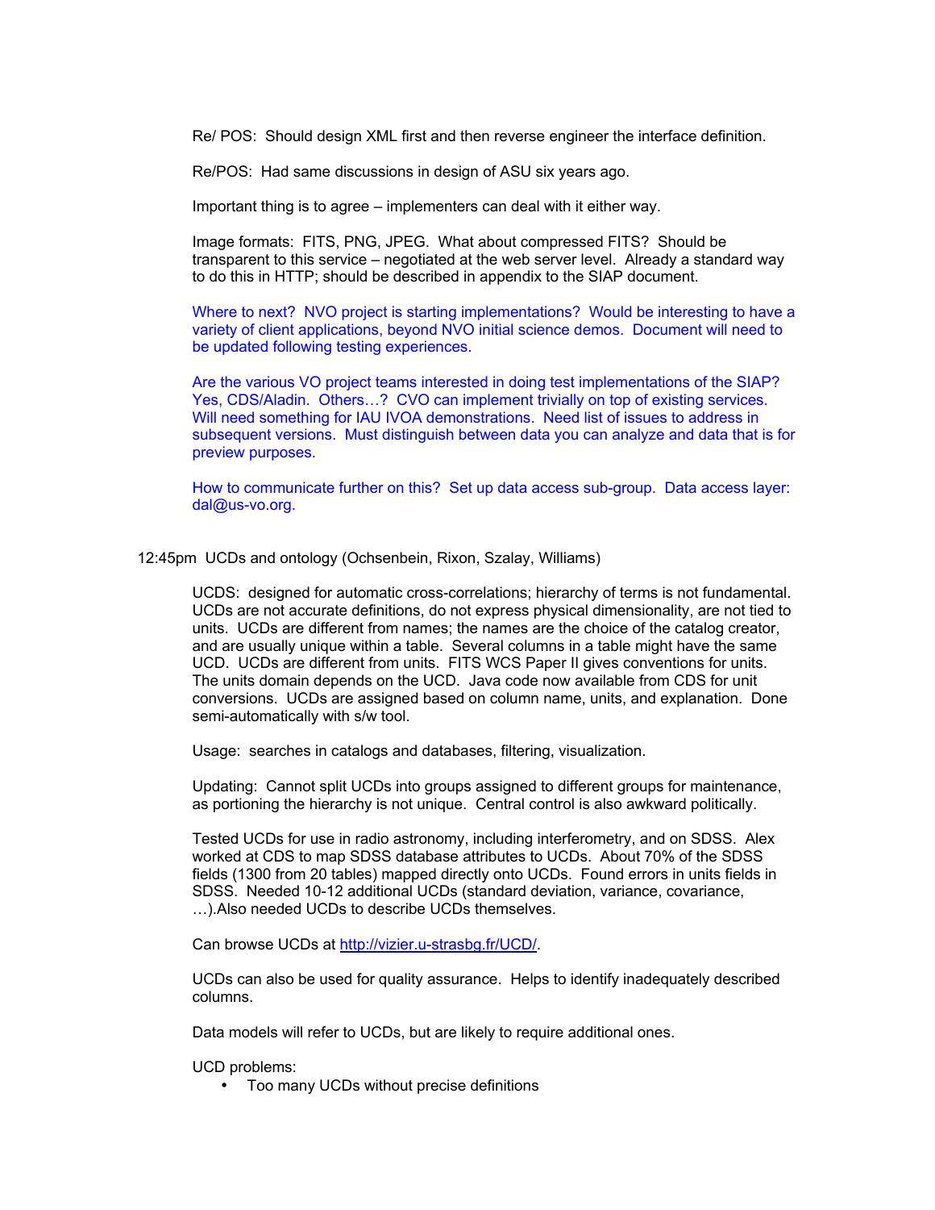Re/ POS: Should design XML first and then reverse engineer the interface definition.

Re/POS: Had same discussions in design of ASU six years ago.

Important thing is to agree – implementers can deal with it either way.

Image formats: FITS, PNG, JPEG. What about compressed FITS? Should be transparent to this service – negotiated at the web server level. Already a standard way to do this in HTTP; should be described in appendix to the SIAP document.

Where to next? NVO project is starting implementations? Would be interesting to have a variety of client applications, beyond NVO initial science demos. Document will need to be updated following testing experiences.

Are the various VO project teams interested in doing test implementations of the SIAP? Yes, CDS/Aladin. Others…? CVO can implement trivially on top of existing services. Will need something for IAU IVOA demonstrations. Need list of issues to address in subsequent versions. Must distinguish between data you can analyze and data that is for preview purposes.

How to communicate further on this? Set up data access sub-group. Data access layer: dal@us-vo.org.

12:45pm UCDs and ontology (Ochsenbein, Rixon, Szalay, Williams)

UCDS: designed for automatic cross-correlations; hierarchy of terms is not fundamental. UCDs are not accurate definitions, do not express physical dimensionality, are not tied to units. UCDs are different from names; the names are the choice of the catalog creator, and are usually unique within a table. Several columns in a table might have the same UCD. UCDs are different from units. FITS WCS Paper II gives conventions for units. The units domain depends on the UCD. Java code now available from CDS for unit conversions. UCDs are assigned based on column name, units, and explanation. Done semi-automatically with s/w tool.

Usage: searches in catalogs and databases, filtering, visualization.

Updating: Cannot split UCDs into groups assigned to different groups for maintenance, as portioning the hierarchy is not unique. Central control is also awkward politically.

Tested UCDs for use in radio astronomy, including interferometry, and on SDSS. Alex worked at CDS to map SDSS database attributes to UCDs. About 70% of the SDSS fields (1300 from 20 tables) mapped directly onto UCDs. Found errors in units fields in SDSS. Needed 10-12 additional UCDs (standard deviation, variance, covariance, …).Also needed UCDs to describe UCDs themselves.

Can browse UCDs at http://vizier.u-strasbg.fr/UCD/.

UCDs can also be used for quality assurance. Helps to identify inadequately described columns.

Data models will refer to UCDs, but are likely to require additional ones.

UCD problems:

- Too many UCDs without precise definitions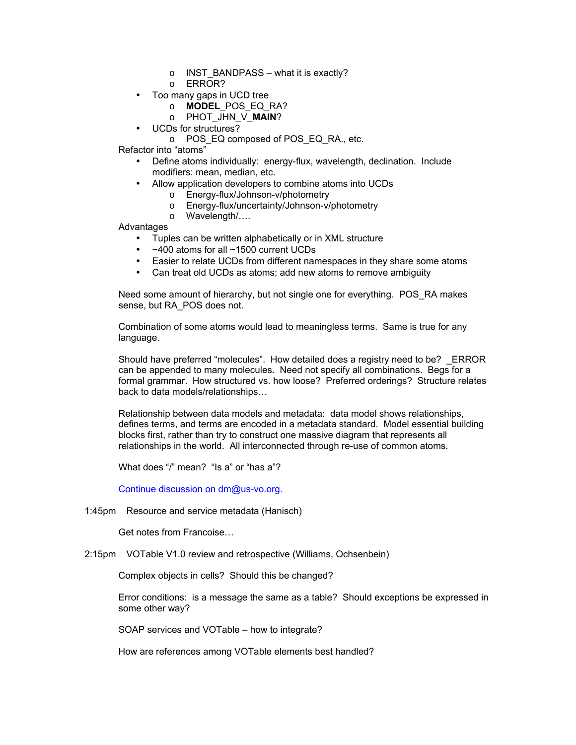- INST_BANDPASS – what it is exactly?
    - ERROR?
- Too many gaps in UCD tree
    - **MODEL**_POS_EQ_RA?
    - PHOT_JHN_V_**MAIN**?
- UCDs for structures?
    - POS_EQ composed of POS_EQ_RA., etc.

Refactor into "atoms"

- Define atoms individually: energy-flux, wavelength, declination. Include modifiers: mean, median, etc.
- Allow application developers to combine atoms into UCDs
    - Energy-flux/Johnson-v/photometry
    - Energy-flux/uncertainty/Johnson-v/photometry
    - Wavelength/….

Advantages

- Tuples can be written alphabetically or in XML structure
- ~400 atoms for all ~1500 current UCDs
- Easier to relate UCDs from different namespaces in they share some atoms
- Can treat old UCDs as atoms; add new atoms to remove ambiguity

Need some amount of hierarchy, but not single one for everything. POS_RA makes sense, but RA_POS does not.

Combination of some atoms would lead to meaningless terms. Same is true for any language.

Should have preferred "molecules". How detailed does a registry need to be? _ERROR can be appended to many molecules. Need not specify all combinations. Begs for a formal grammar. How structured vs. how loose? Preferred orderings? Structure relates back to data models/relationships…

Relationship between data models and metadata: data model shows relationships, defines terms, and terms are encoded in a metadata standard. Model essential building blocks first, rather than try to construct one massive diagram that represents all relationships in the world. All interconnected through re-use of common atoms.

What does "/" mean? "Is a" or "has a"?

Continue discussion on dm@us-vo.org.

1:45pm Resource and service metadata (Hanisch)

Get notes from Francoise…

2:15pm VOTable V1.0 review and retrospective (Williams, Ochsenbein)

Complex objects in cells? Should this be changed?

Error conditions: is a message the same as a table? Should exceptions be expressed in some other way?

SOAP services and VOTable – how to integrate?

How are references among VOTable elements best handled?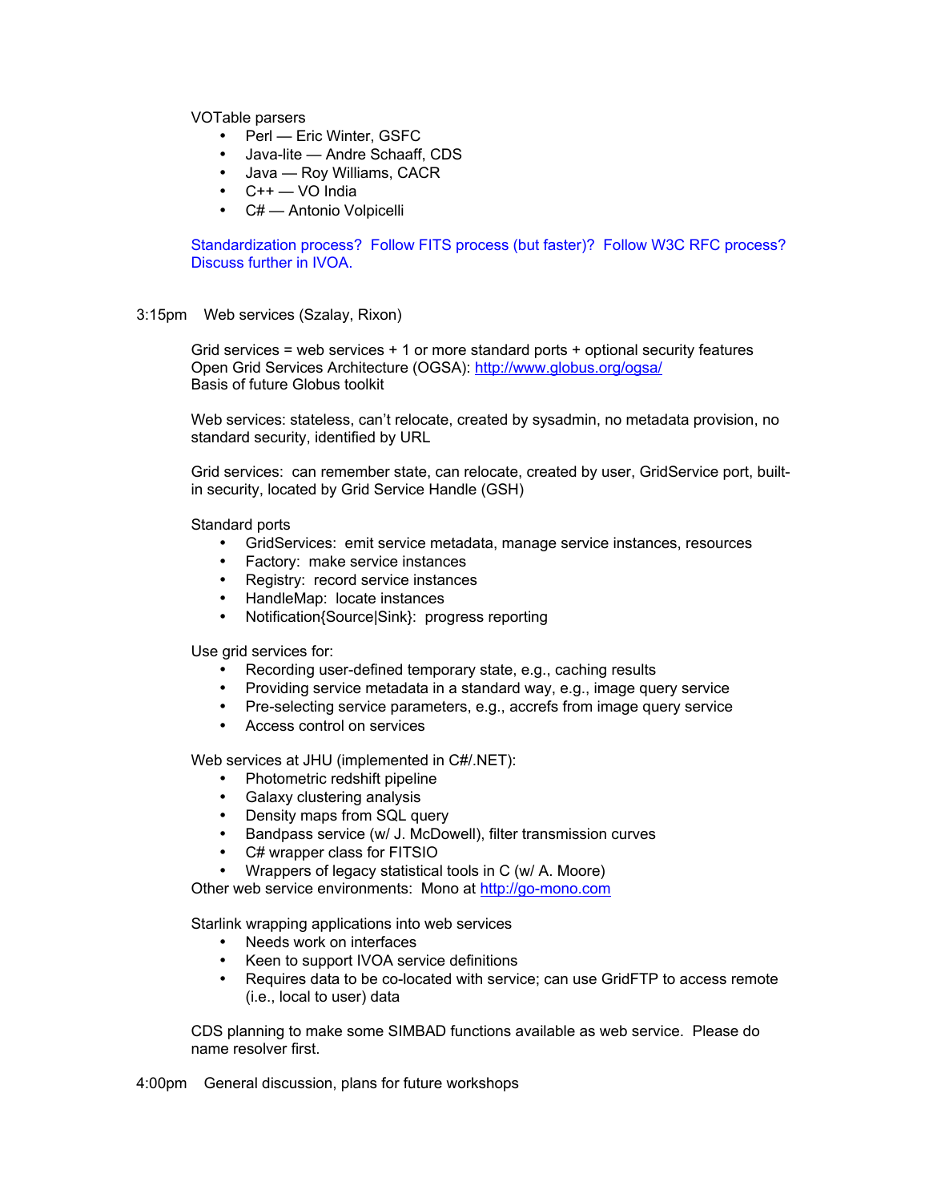VOTable parsers

- Perl — Eric Winter, GSFC
- Java-lite — Andre Schaaff, CDS
- Java — Roy Williams, CACR
- C++ — VO India
- C# — Antonio Volpicelli

Standardization process? Follow FITS process (but faster)? Follow W3C RFC process? Discuss further in IVOA.

3:15pm Web services (Szalay, Rixon)

Grid services = web services + 1 or more standard ports + optional security features
Open Grid Services Architecture (OGSA): http://www.globus.org/ogsa/
Basis of future Globus toolkit

Web services: stateless, can't relocate, created by sysadmin, no metadata provision, no standard security, identified by URL

Grid services: can remember state, can relocate, created by user, GridService port, built-in security, located by Grid Service Handle (GSH)

Standard ports

- GridServices: emit service metadata, manage service instances, resources
- Factory: make service instances
- Registry: record service instances
- HandleMap: locate instances
- Notification{Source|Sink}: progress reporting

Use grid services for:

- Recording user-defined temporary state, e.g., caching results
- Providing service metadata in a standard way, e.g., image query service
- Pre-selecting service parameters, e.g., accrefs from image query service
- Access control on services

Web services at JHU (implemented in C#/.NET):

- Photometric redshift pipeline
- Galaxy clustering analysis
- Density maps from SQL query
- Bandpass service (w/ J. McDowell), filter transmission curves
- C# wrapper class for FITSIO
- Wrappers of legacy statistical tools in C (w/ A. Moore)

Other web service environments: Mono at http://go-mono.com

Starlink wrapping applications into web services

- Needs work on interfaces
- Keen to support IVOA service definitions
- Requires data to be co-located with service; can use GridFTP to access remote (i.e., local to user) data

CDS planning to make some SIMBAD functions available as web service. Please do name resolver first.

4:00pm General discussion, plans for future workshops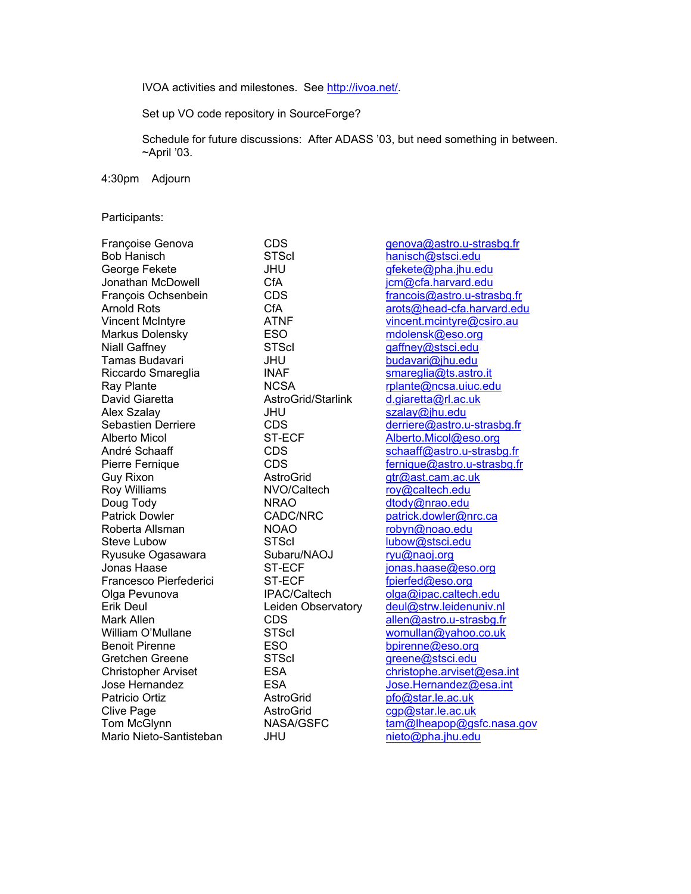IVOA activities and milestones. See http://ivoa.net/.

Set up VO code repository in SourceForge?

Schedule for future discussions: After ADASS '03, but need something in between. ~April '03.

4:30pm Adjourn

Participants:

| | | |
|---|---|---|
| Françoise Genova | CDS | genova@astro.u-strasbg.fr |
| Bob Hanisch | STScI | hanisch@stsci.edu |
| George Fekete | JHU | gfekete@pha.jhu.edu |
| Jonathan McDowell | CfA | jcm@cfa.harvard.edu |
| François Ochsenbein | CDS | francois@astro.u-strasbg.fr |
| Arnold Rots | CfA | arots@head-cfa.harvard.edu |
| Vincent McIntyre | ATNF | vincent.mcintyre@csiro.au |
| Markus Dolensky | ESO | mdolensk@eso.org |
| Niall Gaffney | STScI | gaffney@stsci.edu |
| Tamas Budavari | JHU | budavari@jhu.edu |
| Riccardo Smareglia | INAF | smareglia@ts.astro.it |
| Ray Plante | NCSA | rplante@ncsa.uiuc.edu |
| David Giaretta | AstroGrid/Starlink | d.giaretta@rl.ac.uk |
| Alex Szalay | JHU | szalay@jhu.edu |
| Sebastien Derriere | CDS | derriere@astro.u-strasbg.fr |
| Alberto Micol | ST-ECF | Alberto.Micol@eso.org |
| André Schaaff | CDS | schaaff@astro.u-strasbg.fr |
| Pierre Fernique | CDS | fernique@astro.u-strasbg.fr |
| Guy Rixon | AstroGrid | gtr@ast.cam.ac.uk |
| Roy Williams | NVO/Caltech | roy@caltech.edu |
| Doug Tody | NRAO | dtody@nrao.edu |
| Patrick Dowler | CADC/NRC | patrick.dowler@nrc.ca |
| Roberta Allsman | NOAO | robyn@noao.edu |
| Steve Lubow | STScI | lubow@stsci.edu |
| Ryusuke Ogasawara | Subaru/NAOJ | ryu@naoj.org |
| Jonas Haase | ST-ECF | jonas.haase@eso.org |
| Francesco Pierfederici | ST-ECF | fpierfed@eso.org |
| Olga Pevunova | IPAC/Caltech | olga@ipac.caltech.edu |
| Erik Deul | Leiden Observatory | deul@strw.leidenuniv.nl |
| Mark Allen | CDS | allen@astro.u-strasbg.fr |
| William O'Mullane | STScI | womullan@yahoo.co.uk |
| Benoit Pirenne | ESO | bpirenne@eso.org |
| Gretchen Greene | STScI | greene@stsci.edu |
| Christopher Arviset | ESA | christophe.arviset@esa.int |
| Jose Hernandez | ESA | Jose.Hernandez@esa.int |
| Patricio Ortiz | AstroGrid | pfo@star.le.ac.uk |
| Clive Page | AstroGrid | cgp@star.le.ac.uk |
| Tom McGlynn | NASA/GSFC | tam@lheapop@gsfc.nasa.gov |
| Mario Nieto-Santisteban | JHU | nieto@pha.jhu.edu |